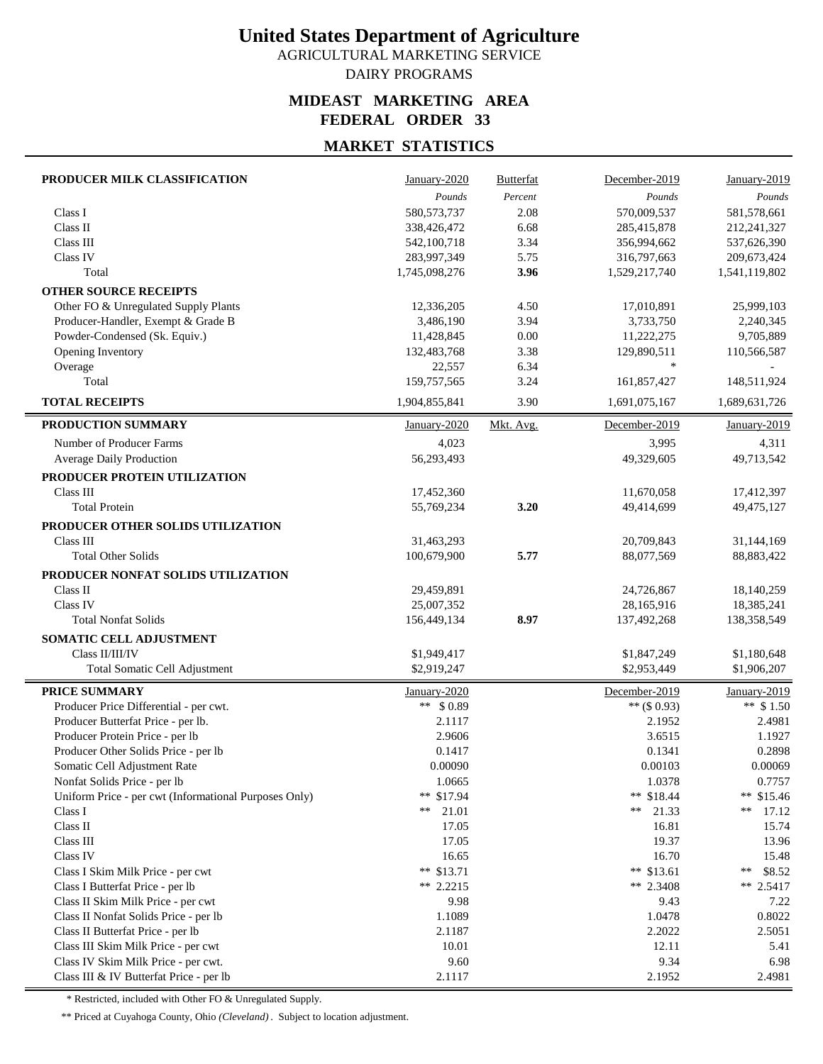# United States Department of Agriculture

AGRICULTURAL MARKETING SERVICE

DAIRY PROGRAMS

## MIDEAST MARKETING AREA
## FEDERAL ORDER 33

## MARKET STATISTICS

| PRODUCER MILK CLASSIFICATION | January-2020 | Butterfat | December-2019 | January-2019 |
|---|---|---|---|---|
| | *Pounds* | *Percent* | *Pounds* | *Pounds* |
| Class I | 580,573,737 | 2.08 | 570,009,537 | 581,578,661 |
| Class II | 338,426,472 | 6.68 | 285,415,878 | 212,241,327 |
| Class III | 542,100,718 | 3.34 | 356,994,662 | 537,626,390 |
| Class IV | 283,997,349 | 5.75 | 316,797,663 | 209,673,424 |
| Total | 1,745,098,276 | **3.96** | 1,529,217,740 | 1,541,119,802 |
| **OTHER SOURCE RECEIPTS** | | | | |
| Other FO & Unregulated Supply Plants | 12,336,205 | 4.50 | 17,010,891 | 25,999,103 |
| Producer-Handler, Exempt & Grade B | 3,486,190 | 3.94 | 3,733,750 | 2,240,345 |
| Powder-Condensed (Sk. Equiv.) | 11,428,845 | 0.00 | 11,222,275 | 9,705,889 |
| Opening Inventory | 132,483,768 | 3.38 | 129,890,511 | 110,566,587 |
| Overage | 22,557 | 6.34 | * | - |
| Total | 159,757,565 | 3.24 | 161,857,427 | 148,511,924 |
| **TOTAL RECEIPTS** | 1,904,855,841 | 3.90 | 1,691,075,167 | 1,689,631,726 |

| PRODUCTION SUMMARY | January-2020 | Mkt. Avg. | December-2019 | January-2019 |
|---|---|---|---|---|
| Number of Producer Farms | 4,023 | | 3,995 | 4,311 |
| Average Daily Production | 56,293,493 | | 49,329,605 | 49,713,542 |
| **PRODUCER PROTEIN UTILIZATION** | | | | |
| Class III | 17,452,360 | | 11,670,058 | 17,412,397 |
| Total Protein | 55,769,234 | **3.20** | 49,414,699 | 49,475,127 |
| **PRODUCER OTHER SOLIDS UTILIZATION** | | | | |
| Class III | 31,463,293 | | 20,709,843 | 31,144,169 |
| Total Other Solids | 100,679,900 | **5.77** | 88,077,569 | 88,883,422 |
| **PRODUCER NONFAT SOLIDS UTILIZATION** | | | | |
| Class II | 29,459,891 | | 24,726,867 | 18,140,259 |
| Class IV | 25,007,352 | | 28,165,916 | 18,385,241 |
| Total Nonfat Solids | 156,449,134 | **8.97** | 137,492,268 | 138,358,549 |
| **SOMATIC CELL ADJUSTMENT** | | | | |
| Class II/III/IV | $1,949,417 | | $1,847,249 | $1,180,648 |
| Total Somatic Cell Adjustment | $2,919,247 | | $2,953,449 | $1,906,207 |

| PRICE SUMMARY | January-2020 | December-2019 | January-2019 |
|---|---|---|---|
| Producer Price Differential - per cwt. | ** $ 0.89 | ** ($ 0.93) | ** $ 1.50 |
| Producer Butterfat Price - per lb. | 2.1117 | 2.1952 | 2.4981 |
| Producer Protein Price - per lb | 2.9606 | 3.6515 | 1.1927 |
| Producer Other Solids Price - per lb | 0.1417 | 0.1341 | 0.2898 |
| Somatic Cell Adjustment Rate | 0.00090 | 0.00103 | 0.00069 |
| Nonfat Solids Price - per lb | 1.0665 | 1.0378 | 0.7757 |
| Uniform Price - per cwt (Informational Purposes Only) | ** $17.94 | ** $18.44 | ** $15.46 |
| Class I | ** 21.01 | ** 21.33 | ** 17.12 |
| Class II | 17.05 | 16.81 | 15.74 |
| Class III | 17.05 | 19.37 | 13.96 |
| Class IV | 16.65 | 16.70 | 15.48 |
| Class I Skim Milk Price - per cwt | ** $13.71 | ** $13.61 | ** $8.52 |
| Class I Butterfat Price - per lb | ** 2.2215 | ** 2.3408 | ** 2.5417 |
| Class II Skim Milk Price - per cwt | 9.98 | 9.43 | 7.22 |
| Class II Nonfat Solids Price - per lb | 1.1089 | 1.0478 | 0.8022 |
| Class II Butterfat Price - per lb | 2.1187 | 2.2022 | 2.5051 |
| Class III Skim Milk Price - per cwt | 10.01 | 12.11 | 5.41 |
| Class IV Skim Milk Price - per cwt. | 9.60 | 9.34 | 6.98 |
| Class III & IV Butterfat Price - per lb | 2.1117 | 2.1952 | 2.4981 |

\* Restricted, included with Other FO & Unregulated Supply.

\*\* Priced at Cuyahoga County, Ohio *(Cleveland)*. Subject to location adjustment.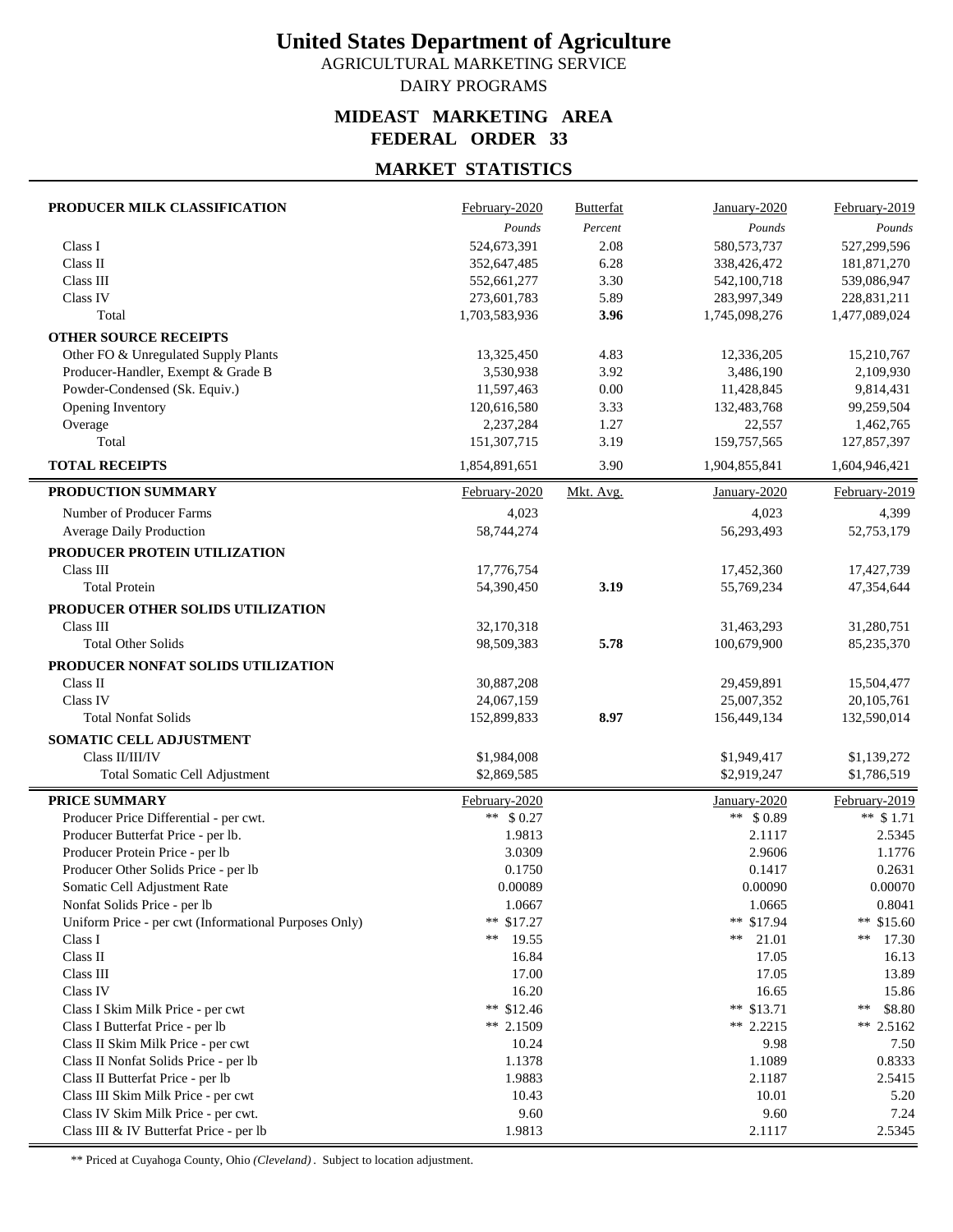# United States Department of Agriculture

AGRICULTURAL MARKETING SERVICE

DAIRY PROGRAMS

## MIDEAST MARKETING AREA
## FEDERAL ORDER 33

## MARKET STATISTICS

| PRODUCER MILK CLASSIFICATION | February-2020 | Butterfat | January-2020 | February-2019 |
|---|---|---|---|---|
| | *Pounds* | *Percent* | *Pounds* | *Pounds* |
| Class I | 524,673,391 | 2.08 | 580,573,737 | 527,299,596 |
| Class II | 352,647,485 | 6.28 | 338,426,472 | 181,871,270 |
| Class III | 552,661,277 | 3.30 | 542,100,718 | 539,086,947 |
| Class IV | 273,601,783 | 5.89 | 283,997,349 | 228,831,211 |
| Total | 1,703,583,936 | **3.96** | 1,745,098,276 | 1,477,089,024 |
| **OTHER SOURCE RECEIPTS** | | | | |
| Other FO & Unregulated Supply Plants | 13,325,450 | 4.83 | 12,336,205 | 15,210,767 |
| Producer-Handler, Exempt & Grade B | 3,530,938 | 3.92 | 3,486,190 | 2,109,930 |
| Powder-Condensed (Sk. Equiv.) | 11,597,463 | 0.00 | 11,428,845 | 9,814,431 |
| Opening Inventory | 120,616,580 | 3.33 | 132,483,768 | 99,259,504 |
| Overage | 2,237,284 | 1.27 | 22,557 | 1,462,765 |
| Total | 151,307,715 | 3.19 | 159,757,565 | 127,857,397 |
| **TOTAL RECEIPTS** | 1,854,891,651 | 3.90 | 1,904,855,841 | 1,604,946,421 |

| PRODUCTION SUMMARY | February-2020 | Mkt. Avg. | January-2020 | February-2019 |
|---|---|---|---|---|
| Number of Producer Farms | 4,023 | | 4,023 | 4,399 |
| Average Daily Production | 58,744,274 | | 56,293,493 | 52,753,179 |
| **PRODUCER PROTEIN UTILIZATION** | | | | |
| Class III | 17,776,754 | | 17,452,360 | 17,427,739 |
| Total Protein | 54,390,450 | **3.19** | 55,769,234 | 47,354,644 |
| **PRODUCER OTHER SOLIDS UTILIZATION** | | | | |
| Class III | 32,170,318 | | 31,463,293 | 31,280,751 |
| Total Other Solids | 98,509,383 | **5.78** | 100,679,900 | 85,235,370 |
| **PRODUCER NONFAT SOLIDS UTILIZATION** | | | | |
| Class II | 30,887,208 | | 29,459,891 | 15,504,477 |
| Class IV | 24,067,159 | | 25,007,352 | 20,105,761 |
| Total Nonfat Solids | 152,899,833 | **8.97** | 156,449,134 | 132,590,014 |
| **SOMATIC CELL ADJUSTMENT** | | | | |
| Class II/III/IV | $1,984,008 | | $1,949,417 | $1,139,272 |
| Total Somatic Cell Adjustment | $2,869,585 | | $2,919,247 | $1,786,519 |

| PRICE SUMMARY | February-2020 | January-2020 | February-2019 |
|---|---|---|---|
| Producer Price Differential - per cwt. | ** $ 0.27 | ** $ 0.89 | ** $ 1.71 |
| Producer Butterfat Price - per lb. | 1.9813 | 2.1117 | 2.5345 |
| Producer Protein Price - per lb | 3.0309 | 2.9606 | 1.1776 |
| Producer Other Solids Price - per lb | 0.1750 | 0.1417 | 0.2631 |
| Somatic Cell Adjustment Rate | 0.00089 | 0.00090 | 0.00070 |
| Nonfat Solids Price - per lb | 1.0667 | 1.0665 | 0.8041 |
| Uniform Price - per cwt (Informational Purposes Only) | ** $17.27 | ** $17.94 | ** $15.60 |
| Class I | ** 19.55 | ** 21.01 | ** 17.30 |
| Class II | 16.84 | 17.05 | 16.13 |
| Class III | 17.00 | 17.05 | 13.89 |
| Class IV | 16.20 | 16.65 | 15.86 |
| Class I Skim Milk Price - per cwt | ** $12.46 | ** $13.71 | ** $8.80 |
| Class I Butterfat Price - per lb | ** 2.1509 | ** 2.2215 | ** 2.5162 |
| Class II Skim Milk Price - per cwt | 10.24 | 9.98 | 7.50 |
| Class II Nonfat Solids Price - per lb | 1.1378 | 1.1089 | 0.8333 |
| Class II Butterfat Price - per lb | 1.9883 | 2.1187 | 2.5415 |
| Class III Skim Milk Price - per cwt | 10.43 | 10.01 | 5.20 |
| Class IV Skim Milk Price - per cwt. | 9.60 | 9.60 | 7.24 |
| Class III & IV Butterfat Price - per lb | 1.9813 | 2.1117 | 2.5345 |

** Priced at Cuyahoga County, Ohio *(Cleveland)*. Subject to location adjustment.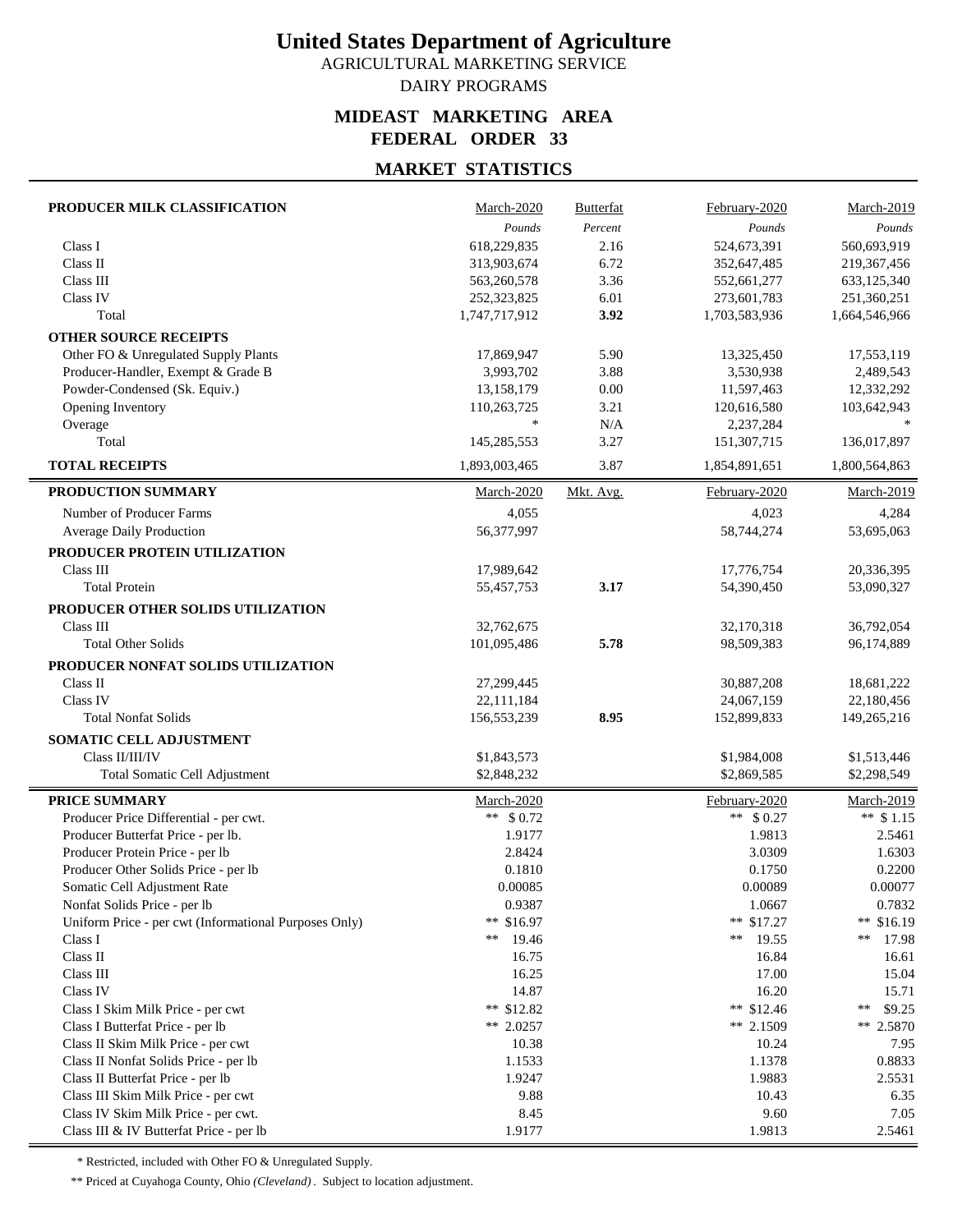# United States Department of Agriculture

AGRICULTURAL MARKETING SERVICE

DAIRY PROGRAMS

## MIDEAST MARKETING AREA
## FEDERAL ORDER 33

## MARKET STATISTICS

| PRODUCER MILK CLASSIFICATION | March-2020 | Butterfat | February-2020 | March-2019 |
|---|---|---|---|---|
| | *Pounds* | *Percent* | *Pounds* | *Pounds* |
| Class I | 618,229,835 | 2.16 | 524,673,391 | 560,693,919 |
| Class II | 313,903,674 | 6.72 | 352,647,485 | 219,367,456 |
| Class III | 563,260,578 | 3.36 | 552,661,277 | 633,125,340 |
| Class IV | 252,323,825 | 6.01 | 273,601,783 | 251,360,251 |
| Total | 1,747,717,912 | **3.92** | 1,703,583,936 | 1,664,546,966 |
| **OTHER SOURCE RECEIPTS** | | | | |
| Other FO & Unregulated Supply Plants | 17,869,947 | 5.90 | 13,325,450 | 17,553,119 |
| Producer-Handler, Exempt & Grade B | 3,993,702 | 3.88 | 3,530,938 | 2,489,543 |
| Powder-Condensed (Sk. Equiv.) | 13,158,179 | 0.00 | 11,597,463 | 12,332,292 |
| Opening Inventory | 110,263,725 | 3.21 | 120,616,580 | 103,642,943 |
| Overage | * | N/A | 2,237,284 | * |
| Total | 145,285,553 | 3.27 | 151,307,715 | 136,017,897 |
| **TOTAL RECEIPTS** | 1,893,003,465 | 3.87 | 1,854,891,651 | 1,800,564,863 |

| PRODUCTION SUMMARY | March-2020 | Mkt. Avg. | February-2020 | March-2019 |
|---|---|---|---|---|
| Number of Producer Farms | 4,055 | | 4,023 | 4,284 |
| Average Daily Production | 56,377,997 | | 58,744,274 | 53,695,063 |
| **PRODUCER PROTEIN UTILIZATION** | | | | |
| Class III | 17,989,642 | | 17,776,754 | 20,336,395 |
| Total Protein | 55,457,753 | **3.17** | 54,390,450 | 53,090,327 |
| **PRODUCER OTHER SOLIDS UTILIZATION** | | | | |
| Class III | 32,762,675 | | 32,170,318 | 36,792,054 |
| Total Other Solids | 101,095,486 | **5.78** | 98,509,383 | 96,174,889 |
| **PRODUCER NONFAT SOLIDS UTILIZATION** | | | | |
| Class II | 27,299,445 | | 30,887,208 | 18,681,222 |
| Class IV | 22,111,184 | | 24,067,159 | 22,180,456 |
| Total Nonfat Solids | 156,553,239 | **8.95** | 152,899,833 | 149,265,216 |
| **SOMATIC CELL ADJUSTMENT** | | | | |
| Class II/III/IV | $1,843,573 | | $1,984,008 | $1,513,446 |
| Total Somatic Cell Adjustment | $2,848,232 | | $2,869,585 | $2,298,549 |

| PRICE SUMMARY | March-2020 | February-2020 | March-2019 |
|---|---|---|---|
| Producer Price Differential - per cwt. | ** $ 0.72 | ** $ 0.27 | ** $ 1.15 |
| Producer Butterfat Price - per lb. | 1.9177 | 1.9813 | 2.5461 |
| Producer Protein Price - per lb | 2.8424 | 3.0309 | 1.6303 |
| Producer Other Solids Price - per lb | 0.1810 | 0.1750 | 0.2200 |
| Somatic Cell Adjustment Rate | 0.00085 | 0.00089 | 0.00077 |
| Nonfat Solids Price - per lb | 0.9387 | 1.0667 | 0.7832 |
| Uniform Price - per cwt (Informational Purposes Only) | ** $16.97 | ** $17.27 | ** $16.19 |
| Class I | ** 19.46 | ** 19.55 | ** 17.98 |
| Class II | 16.75 | 16.84 | 16.61 |
| Class III | 16.25 | 17.00 | 15.04 |
| Class IV | 14.87 | 16.20 | 15.71 |
| Class I Skim Milk Price - per cwt | ** $12.82 | ** $12.46 | ** $9.25 |
| Class I Butterfat Price - per lb | ** 2.0257 | ** 2.1509 | ** 2.5870 |
| Class II Skim Milk Price - per cwt | 10.38 | 10.24 | 7.95 |
| Class II Nonfat Solids Price - per lb | 1.1533 | 1.1378 | 0.8833 |
| Class II Butterfat Price - per lb | 1.9247 | 1.9883 | 2.5531 |
| Class III Skim Milk Price - per cwt | 9.88 | 10.43 | 6.35 |
| Class IV Skim Milk Price - per cwt. | 8.45 | 9.60 | 7.05 |
| Class III & IV Butterfat Price - per lb | 1.9177 | 1.9813 | 2.5461 |

\* Restricted, included with Other FO & Unregulated Supply.

** Priced at Cuyahoga County, Ohio *(Cleveland)*. Subject to location adjustment.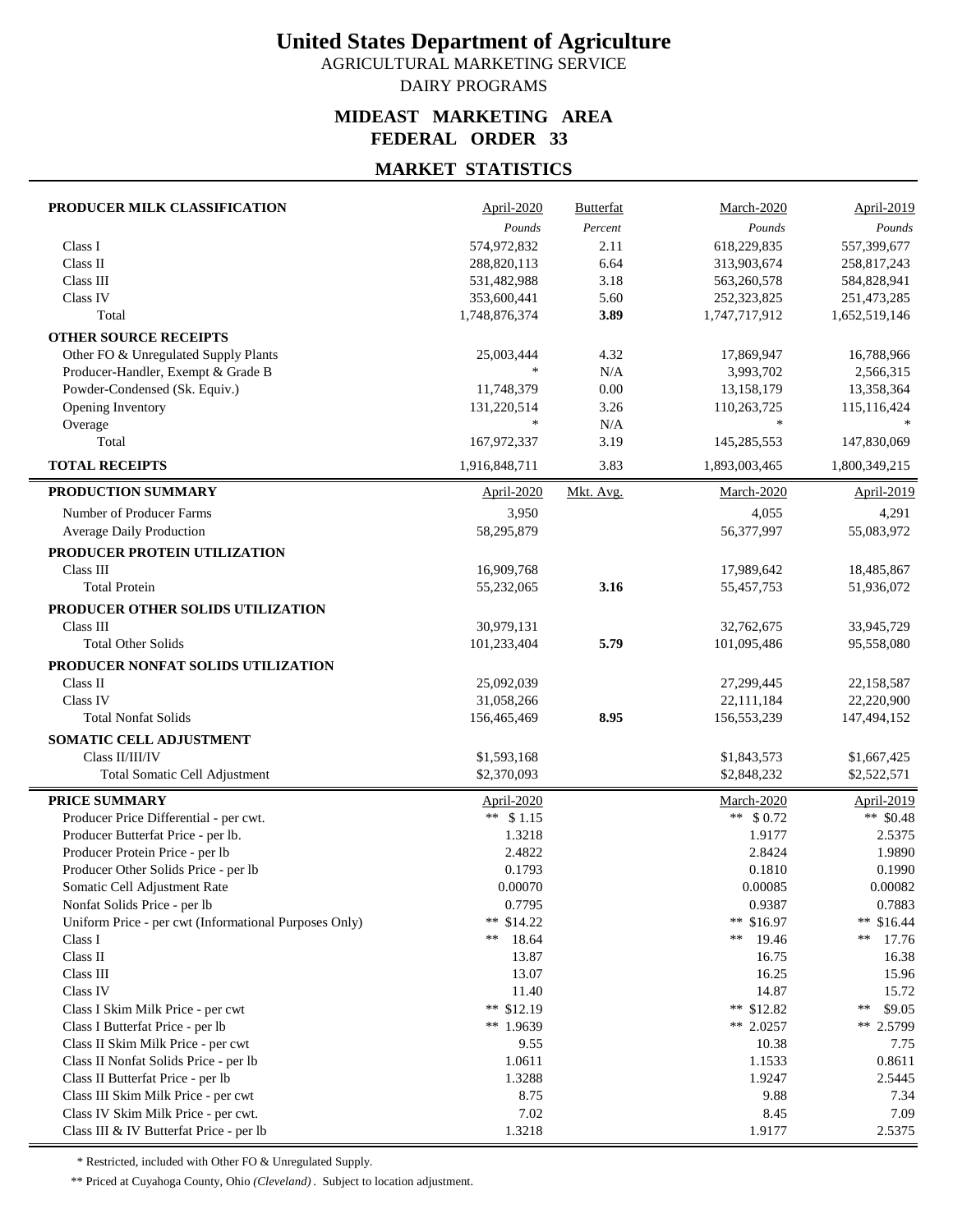# United States Department of Agriculture

AGRICULTURAL MARKETING SERVICE

DAIRY PROGRAMS

## MIDEAST MARKETING AREA
## FEDERAL ORDER 33

## MARKET STATISTICS

| PRODUCER MILK CLASSIFICATION | April-2020 | Butterfat | March-2020 | April-2019 |
|---|---|---|---|---|
| | *Pounds* | *Percent* | *Pounds* | *Pounds* |
| Class I | 574,972,832 | 2.11 | 618,229,835 | 557,399,677 |
| Class II | 288,820,113 | 6.64 | 313,903,674 | 258,817,243 |
| Class III | 531,482,988 | 3.18 | 563,260,578 | 584,828,941 |
| Class IV | 353,600,441 | 5.60 | 252,323,825 | 251,473,285 |
| Total | 1,748,876,374 | **3.89** | 1,747,717,912 | 1,652,519,146 |
| **OTHER SOURCE RECEIPTS** | | | | |
| Other FO & Unregulated Supply Plants | 25,003,444 | 4.32 | 17,869,947 | 16,788,966 |
| Producer-Handler, Exempt & Grade B | * | N/A | 3,993,702 | 2,566,315 |
| Powder-Condensed (Sk. Equiv.) | 11,748,379 | 0.00 | 13,158,179 | 13,358,364 |
| Opening Inventory | 131,220,514 | 3.26 | 110,263,725 | 115,116,424 |
| Overage | * | N/A | * | * |
| Total | 167,972,337 | 3.19 | 145,285,553 | 147,830,069 |
| **TOTAL RECEIPTS** | 1,916,848,711 | 3.83 | 1,893,003,465 | 1,800,349,215 |

| PRODUCTION SUMMARY | April-2020 | Mkt. Avg. | March-2020 | April-2019 |
|---|---|---|---|---|
| Number of Producer Farms | 3,950 | | 4,055 | 4,291 |
| Average Daily Production | 58,295,879 | | 56,377,997 | 55,083,972 |
| **PRODUCER PROTEIN UTILIZATION** | | | | |
| Class III | 16,909,768 | | 17,989,642 | 18,485,867 |
| Total Protein | 55,232,065 | **3.16** | 55,457,753 | 51,936,072 |
| **PRODUCER OTHER SOLIDS UTILIZATION** | | | | |
| Class III | 30,979,131 | | 32,762,675 | 33,945,729 |
| Total Other Solids | 101,233,404 | **5.79** | 101,095,486 | 95,558,080 |
| **PRODUCER NONFAT SOLIDS UTILIZATION** | | | | |
| Class II | 25,092,039 | | 27,299,445 | 22,158,587 |
| Class IV | 31,058,266 | | 22,111,184 | 22,220,900 |
| Total Nonfat Solids | 156,465,469 | **8.95** | 156,553,239 | 147,494,152 |
| **SOMATIC CELL ADJUSTMENT** | | | | |
| Class II/III/IV | $1,593,168 | | $1,843,573 | $1,667,425 |
| Total Somatic Cell Adjustment | $2,370,093 | | $2,848,232 | $2,522,571 |

| PRICE SUMMARY | April-2020 | March-2020 | April-2019 |
|---|---|---|---|
| Producer Price Differential - per cwt. | ** $ 1.15 | ** $ 0.72 | ** $0.48 |
| Producer Butterfat Price - per lb. | 1.3218 | 1.9177 | 2.5375 |
| Producer Protein Price - per lb | 2.4822 | 2.8424 | 1.9890 |
| Producer Other Solids Price - per lb | 0.1793 | 0.1810 | 0.1990 |
| Somatic Cell Adjustment Rate | 0.00070 | 0.00085 | 0.00082 |
| Nonfat Solids Price - per lb | 0.7795 | 0.9387 | 0.7883 |
| Uniform Price - per cwt (Informational Purposes Only) | ** $14.22 | ** $16.97 | ** $16.44 |
| Class I | ** 18.64 | ** 19.46 | ** 17.76 |
| Class II | 13.87 | 16.75 | 16.38 |
| Class III | 13.07 | 16.25 | 15.96 |
| Class IV | 11.40 | 14.87 | 15.72 |
| Class I Skim Milk Price - per cwt | ** $12.19 | ** $12.82 | ** $9.05 |
| Class I Butterfat Price - per lb | ** 1.9639 | ** 2.0257 | ** 2.5799 |
| Class II Skim Milk Price - per cwt | 9.55 | 10.38 | 7.75 |
| Class II Nonfat Solids Price - per lb | 1.0611 | 1.1533 | 0.8611 |
| Class II Butterfat Price - per lb | 1.3288 | 1.9247 | 2.5445 |
| Class III Skim Milk Price - per cwt | 8.75 | 9.88 | 7.34 |
| Class IV Skim Milk Price - per cwt. | 7.02 | 8.45 | 7.09 |
| Class III & IV Butterfat Price - per lb | 1.3218 | 1.9177 | 2.5375 |

\* Restricted, included with Other FO & Unregulated Supply.

\** Priced at Cuyahoga County, Ohio *(Cleveland)*. Subject to location adjustment.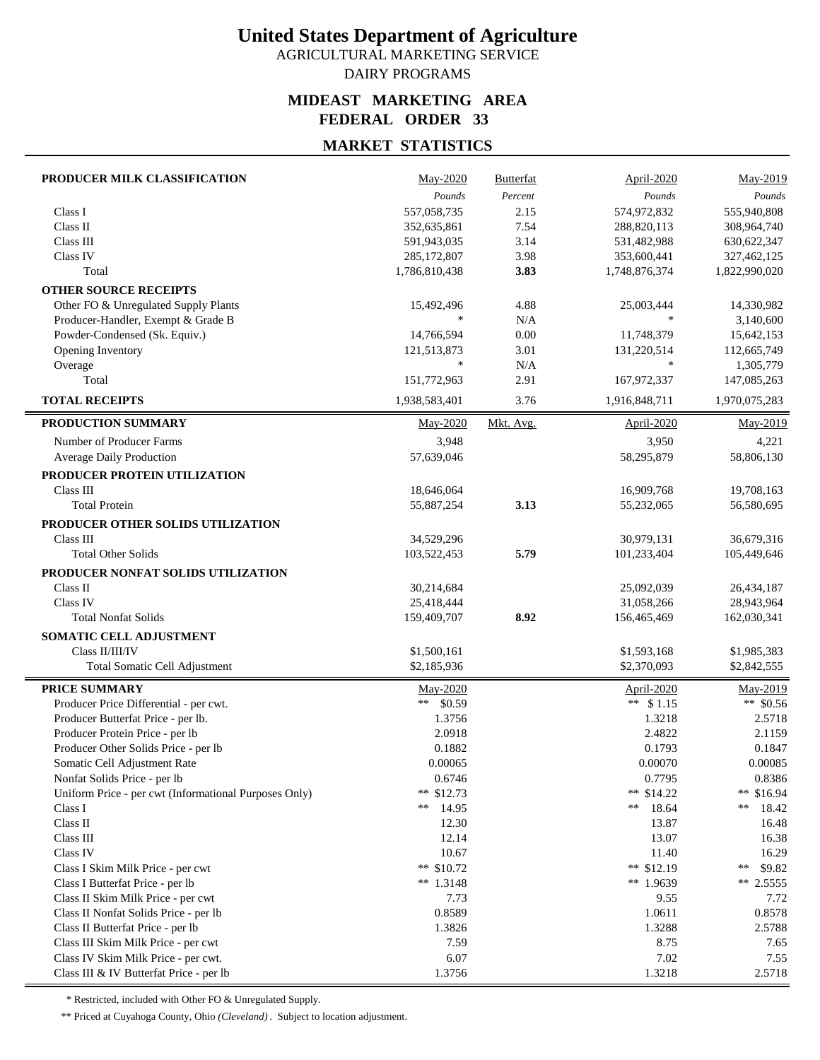# United States Department of Agriculture

AGRICULTURAL MARKETING SERVICE

DAIRY PROGRAMS

## MIDEAST MARKETING AREA
## FEDERAL ORDER 33

### MARKET STATISTICS

| PRODUCER MILK CLASSIFICATION | May-2020 | Butterfat | April-2020 | May-2019 |
|---|---|---|---|---|
| | *Pounds* | *Percent* | *Pounds* | *Pounds* |
| Class I | 557,058,735 | 2.15 | 574,972,832 | 555,940,808 |
| Class II | 352,635,861 | 7.54 | 288,820,113 | 308,964,740 |
| Class III | 591,943,035 | 3.14 | 531,482,988 | 630,622,347 |
| Class IV | 285,172,807 | 3.98 | 353,600,441 | 327,462,125 |
| Total | 1,786,810,438 | **3.83** | 1,748,876,374 | 1,822,990,020 |
| **OTHER SOURCE RECEIPTS** | | | | |
| Other FO & Unregulated Supply Plants | 15,492,496 | 4.88 | 25,003,444 | 14,330,982 |
| Producer-Handler, Exempt & Grade B | * | N/A | * | 3,140,600 |
| Powder-Condensed (Sk. Equiv.) | 14,766,594 | 0.00 | 11,748,379 | 15,642,153 |
| Opening Inventory | 121,513,873 | 3.01 | 131,220,514 | 112,665,749 |
| Overage | * | N/A | * | 1,305,779 |
| Total | 151,772,963 | 2.91 | 167,972,337 | 147,085,263 |
| **TOTAL RECEIPTS** | 1,938,583,401 | 3.76 | 1,916,848,711 | 1,970,075,283 |

| PRODUCTION SUMMARY | May-2020 | Mkt. Avg. | April-2020 | May-2019 |
|---|---|---|---|---|
| Number of Producer Farms | 3,948 | | 3,950 | 4,221 |
| Average Daily Production | 57,639,046 | | 58,295,879 | 58,806,130 |
| **PRODUCER PROTEIN UTILIZATION** | | | | |
| Class III | 18,646,064 | | 16,909,768 | 19,708,163 |
| Total Protein | 55,887,254 | **3.13** | 55,232,065 | 56,580,695 |
| **PRODUCER OTHER SOLIDS UTILIZATION** | | | | |
| Class III | 34,529,296 | | 30,979,131 | 36,679,316 |
| Total Other Solids | 103,522,453 | **5.79** | 101,233,404 | 105,449,646 |
| **PRODUCER NONFAT SOLIDS UTILIZATION** | | | | |
| Class II | 30,214,684 | | 25,092,039 | 26,434,187 |
| Class IV | 25,418,444 | | 31,058,266 | 28,943,964 |
| Total Nonfat Solids | 159,409,707 | **8.92** | 156,465,469 | 162,030,341 |
| **SOMATIC CELL ADJUSTMENT** | | | | |
| Class II/III/IV | $1,500,161 | | $1,593,168 | $1,985,383 |
| Total Somatic Cell Adjustment | $2,185,936 | | $2,370,093 | $2,842,555 |

| PRICE SUMMARY | May-2020 | April-2020 | May-2019 |
|---|---|---|---|
| Producer Price Differential - per cwt. | ** $0.59 | ** $ 1.15 | ** $0.56 |
| Producer Butterfat Price - per lb. | 1.3756 | 1.3218 | 2.5718 |
| Producer Protein Price - per lb | 2.0918 | 2.4822 | 2.1159 |
| Producer Other Solids Price - per lb | 0.1882 | 0.1793 | 0.1847 |
| Somatic Cell Adjustment Rate | 0.00065 | 0.00070 | 0.00085 |
| Nonfat Solids Price - per lb | 0.6746 | 0.7795 | 0.8386 |
| Uniform Price - per cwt (Informational Purposes Only) | ** $12.73 | ** $14.22 | ** $16.94 |
| Class I | ** 14.95 | ** 18.64 | ** 18.42 |
| Class II | 12.30 | 13.87 | 16.48 |
| Class III | 12.14 | 13.07 | 16.38 |
| Class IV | 10.67 | 11.40 | 16.29 |
| Class I Skim Milk Price - per cwt | ** $10.72 | ** $12.19 | ** $9.82 |
| Class I Butterfat Price - per lb | ** 1.3148 | ** 1.9639 | ** 2.5555 |
| Class II Skim Milk Price - per cwt | 7.73 | 9.55 | 7.72 |
| Class II Nonfat Solids Price - per lb | 0.8589 | 1.0611 | 0.8578 |
| Class II Butterfat Price - per lb | 1.3826 | 1.3288 | 2.5788 |
| Class III Skim Milk Price - per cwt | 7.59 | 8.75 | 7.65 |
| Class IV Skim Milk Price - per cwt. | 6.07 | 7.02 | 7.55 |
| Class III & IV Butterfat Price - per lb | 1.3756 | 1.3218 | 2.5718 |

\* Restricted, included with Other FO & Unregulated Supply.

** Priced at Cuyahoga County, Ohio *(Cleveland)*. Subject to location adjustment.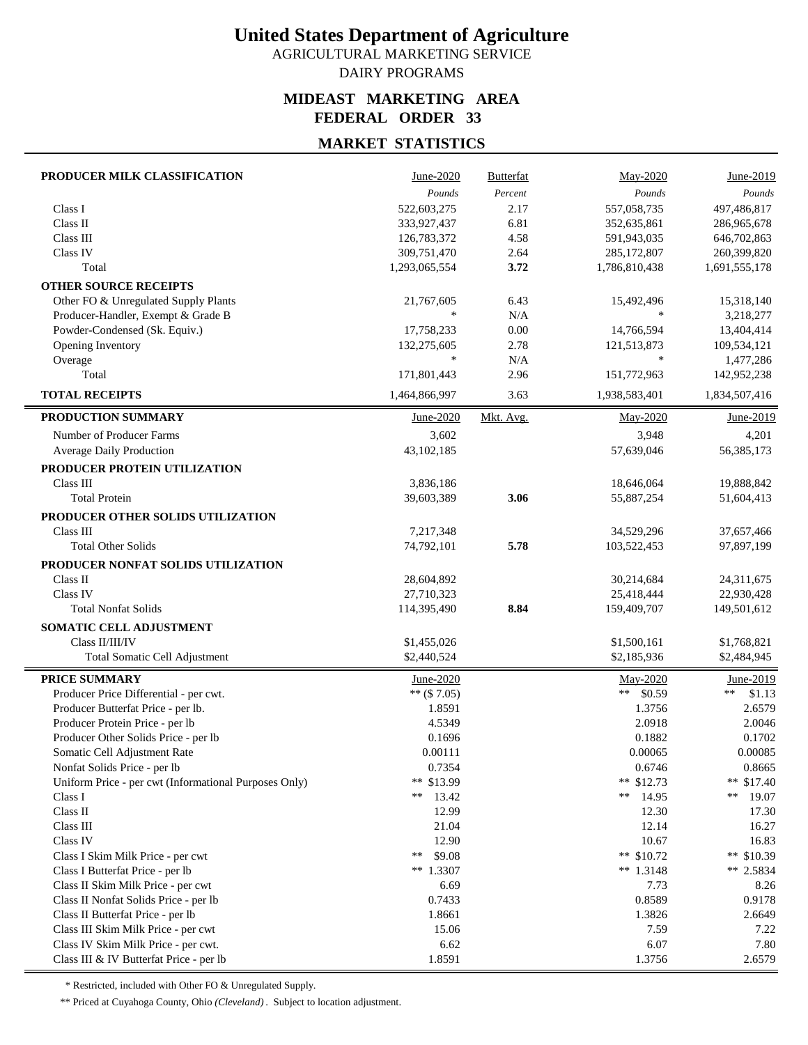# United States Department of Agriculture

AGRICULTURAL MARKETING SERVICE

DAIRY PROGRAMS

## MIDEAST MARKETING AREA
## FEDERAL ORDER 33

## MARKET STATISTICS

| PRODUCER MILK CLASSIFICATION | June-2020 | Butterfat | May-2020 | June-2019 |
|---|---|---|---|---|
| | *Pounds* | *Percent* | *Pounds* | *Pounds* |
| Class I | 522,603,275 | 2.17 | 557,058,735 | 497,486,817 |
| Class II | 333,927,437 | 6.81 | 352,635,861 | 286,965,678 |
| Class III | 126,783,372 | 4.58 | 591,943,035 | 646,702,863 |
| Class IV | 309,751,470 | 2.64 | 285,172,807 | 260,399,820 |
| Total | 1,293,065,554 | **3.72** | 1,786,810,438 | 1,691,555,178 |
| **OTHER SOURCE RECEIPTS** | | | | |
| Other FO & Unregulated Supply Plants | 21,767,605 | 6.43 | 15,492,496 | 15,318,140 |
| Producer-Handler, Exempt & Grade B | * | N/A | * | 3,218,277 |
| Powder-Condensed (Sk. Equiv.) | 17,758,233 | 0.00 | 14,766,594 | 13,404,414 |
| Opening Inventory | 132,275,605 | 2.78 | 121,513,873 | 109,534,121 |
| Overage | * | N/A | * | 1,477,286 |
| Total | 171,801,443 | 2.96 | 151,772,963 | 142,952,238 |
| **TOTAL RECEIPTS** | 1,464,866,997 | 3.63 | 1,938,583,401 | 1,834,507,416 |

| PRODUCTION SUMMARY | June-2020 | Mkt. Avg. | May-2020 | June-2019 |
|---|---|---|---|---|
| Number of Producer Farms | 3,602 | | 3,948 | 4,201 |
| Average Daily Production | 43,102,185 | | 57,639,046 | 56,385,173 |
| **PRODUCER PROTEIN UTILIZATION** | | | | |
| Class III | 3,836,186 | | 18,646,064 | 19,888,842 |
| Total Protein | 39,603,389 | **3.06** | 55,887,254 | 51,604,413 |
| **PRODUCER OTHER SOLIDS UTILIZATION** | | | | |
| Class III | 7,217,348 | | 34,529,296 | 37,657,466 |
| Total Other Solids | 74,792,101 | **5.78** | 103,522,453 | 97,897,199 |
| **PRODUCER NONFAT SOLIDS UTILIZATION** | | | | |
| Class II | 28,604,892 | | 30,214,684 | 24,311,675 |
| Class IV | 27,710,323 | | 25,418,444 | 22,930,428 |
| Total Nonfat Solids | 114,395,490 | **8.84** | 159,409,707 | 149,501,612 |
| **SOMATIC CELL ADJUSTMENT** | | | | |
| Class II/III/IV | $1,455,026 | | $1,500,161 | $1,768,821 |
| Total Somatic Cell Adjustment | $2,440,524 | | $2,185,936 | $2,484,945 |

| PRICE SUMMARY | June-2020 | May-2020 | June-2019 |
|---|---|---|---|
| Producer Price Differential - per cwt. | ** ($ 7.05) | ** $0.59 | ** $1.13 |
| Producer Butterfat Price - per lb. | 1.8591 | 1.3756 | 2.6579 |
| Producer Protein Price - per lb | 4.5349 | 2.0918 | 2.0046 |
| Producer Other Solids Price - per lb | 0.1696 | 0.1882 | 0.1702 |
| Somatic Cell Adjustment Rate | 0.00111 | 0.00065 | 0.00085 |
| Nonfat Solids Price - per lb | 0.7354 | 0.6746 | 0.8665 |
| Uniform Price - per cwt (Informational Purposes Only) | ** $13.99 | ** $12.73 | ** $17.40 |
| Class I | ** 13.42 | ** 14.95 | ** 19.07 |
| Class II | 12.99 | 12.30 | 17.30 |
| Class III | 21.04 | 12.14 | 16.27 |
| Class IV | 12.90 | 10.67 | 16.83 |
| Class I Skim Milk Price - per cwt | ** $9.08 | ** $10.72 | ** $10.39 |
| Class I Butterfat Price - per lb | ** 1.3307 | ** 1.3148 | ** 2.5834 |
| Class II Skim Milk Price - per cwt | 6.69 | 7.73 | 8.26 |
| Class II Nonfat Solids Price - per lb | 0.7433 | 0.8589 | 0.9178 |
| Class II Butterfat Price - per lb | 1.8661 | 1.3826 | 2.6649 |
| Class III Skim Milk Price - per cwt | 15.06 | 7.59 | 7.22 |
| Class IV Skim Milk Price - per cwt. | 6.62 | 6.07 | 7.80 |
| Class III & IV Butterfat Price - per lb | 1.8591 | 1.3756 | 2.6579 |

\* Restricted, included with Other FO & Unregulated Supply.

\** Priced at Cuyahoga County, Ohio *(Cleveland)*. Subject to location adjustment.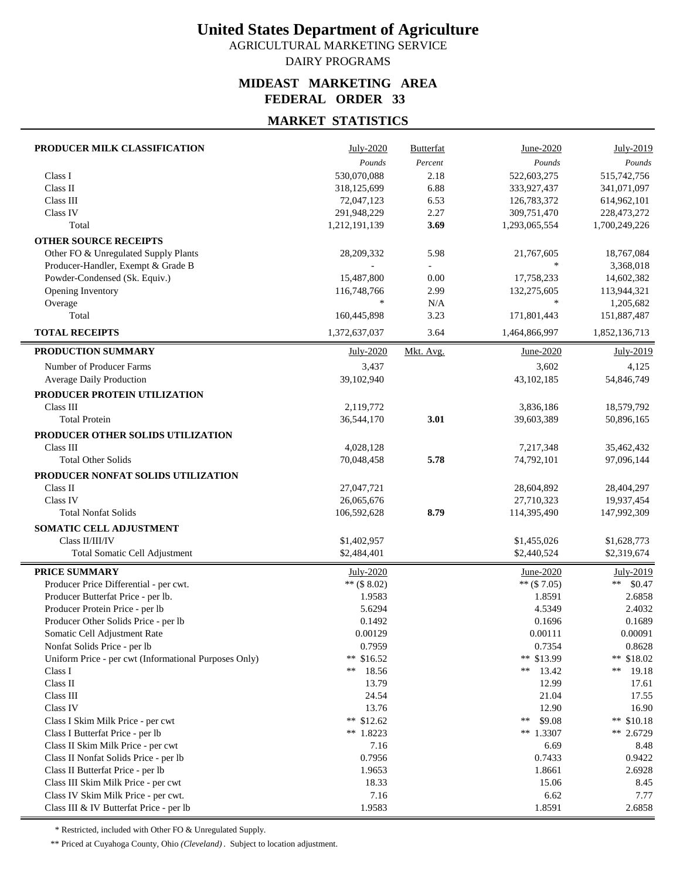# United States Department of Agriculture

AGRICULTURAL MARKETING SERVICE

DAIRY PROGRAMS

## MIDEAST MARKETING AREA
## FEDERAL ORDER 33

## MARKET STATISTICS

| PRODUCER MILK CLASSIFICATION | July-2020 | Butterfat | June-2020 | July-2019 |
|---|---|---|---|---|
| | *Pounds* | *Percent* | *Pounds* | *Pounds* |
| Class I | 530,070,088 | 2.18 | 522,603,275 | 515,742,756 |
| Class II | 318,125,699 | 6.88 | 333,927,437 | 341,071,097 |
| Class III | 72,047,123 | 6.53 | 126,783,372 | 614,962,101 |
| Class IV | 291,948,229 | 2.27 | 309,751,470 | 228,473,272 |
| Total | 1,212,191,139 | **3.69** | 1,293,065,554 | 1,700,249,226 |
| **OTHER SOURCE RECEIPTS** | | | | |
| Other FO & Unregulated Supply Plants | 28,209,332 | 5.98 | 21,767,605 | 18,767,084 |
| Producer-Handler, Exempt & Grade B | - | - | * | 3,368,018 |
| Powder-Condensed (Sk. Equiv.) | 15,487,800 | 0.00 | 17,758,233 | 14,602,382 |
| Opening Inventory | 116,748,766 | 2.99 | 132,275,605 | 113,944,321 |
| Overage | * | N/A | * | 1,205,682 |
| Total | 160,445,898 | 3.23 | 171,801,443 | 151,887,487 |
| **TOTAL RECEIPTS** | 1,372,637,037 | 3.64 | 1,464,866,997 | 1,852,136,713 |

| PRODUCTION SUMMARY | July-2020 | Mkt. Avg. | June-2020 | July-2019 |
|---|---|---|---|---|
| Number of Producer Farms | 3,437 | | 3,602 | 4,125 |
| Average Daily Production | 39,102,940 | | 43,102,185 | 54,846,749 |
| **PRODUCER PROTEIN UTILIZATION** | | | | |
| Class III | 2,119,772 | | 3,836,186 | 18,579,792 |
| Total Protein | 36,544,170 | **3.01** | 39,603,389 | 50,896,165 |
| **PRODUCER OTHER SOLIDS UTILIZATION** | | | | |
| Class III | 4,028,128 | | 7,217,348 | 35,462,432 |
| Total Other Solids | 70,048,458 | **5.78** | 74,792,101 | 97,096,144 |
| **PRODUCER NONFAT SOLIDS UTILIZATION** | | | | |
| Class II | 27,047,721 | | 28,604,892 | 28,404,297 |
| Class IV | 26,065,676 | | 27,710,323 | 19,937,454 |
| Total Nonfat Solids | 106,592,628 | **8.79** | 114,395,490 | 147,992,309 |
| **SOMATIC CELL ADJUSTMENT** | | | | |
| Class II/III/IV | $1,402,957 | | $1,455,026 | $1,628,773 |
| Total Somatic Cell Adjustment | $2,484,401 | | $2,440,524 | $2,319,674 |

| PRICE SUMMARY | July-2020 | June-2020 | July-2019 |
|---|---|---|---|
| Producer Price Differential - per cwt. | ** ($ 8.02) | ** ($ 7.05) | ** $0.47 |
| Producer Butterfat Price - per lb. | 1.9583 | 1.8591 | 2.6858 |
| Producer Protein Price - per lb | 5.6294 | 4.5349 | 2.4032 |
| Producer Other Solids Price - per lb | 0.1492 | 0.1696 | 0.1689 |
| Somatic Cell Adjustment Rate | 0.00129 | 0.00111 | 0.00091 |
| Nonfat Solids Price - per lb | 0.7959 | 0.7354 | 0.8628 |
| Uniform Price - per cwt (Informational Purposes Only) | ** $16.52 | ** $13.99 | ** $18.02 |
| Class I | ** 18.56 | ** 13.42 | ** 19.18 |
| Class II | 13.79 | 12.99 | 17.61 |
| Class III | 24.54 | 21.04 | 17.55 |
| Class IV | 13.76 | 12.90 | 16.90 |
| Class I Skim Milk Price - per cwt | ** $12.62 | ** $9.08 | ** $10.18 |
| Class I Butterfat Price - per lb | ** 1.8223 | ** 1.3307 | ** 2.6729 |
| Class II Skim Milk Price - per cwt | 7.16 | 6.69 | 8.48 |
| Class II Nonfat Solids Price - per lb | 0.7956 | 0.7433 | 0.9422 |
| Class II Butterfat Price - per lb | 1.9653 | 1.8661 | 2.6928 |
| Class III Skim Milk Price - per cwt | 18.33 | 15.06 | 8.45 |
| Class IV Skim Milk Price - per cwt. | 7.16 | 6.62 | 7.77 |
| Class III & IV Butterfat Price - per lb | 1.9583 | 1.8591 | 2.6858 |

\* Restricted, included with Other FO & Unregulated Supply.

** Priced at Cuyahoga County, Ohio *(Cleveland)*. Subject to location adjustment.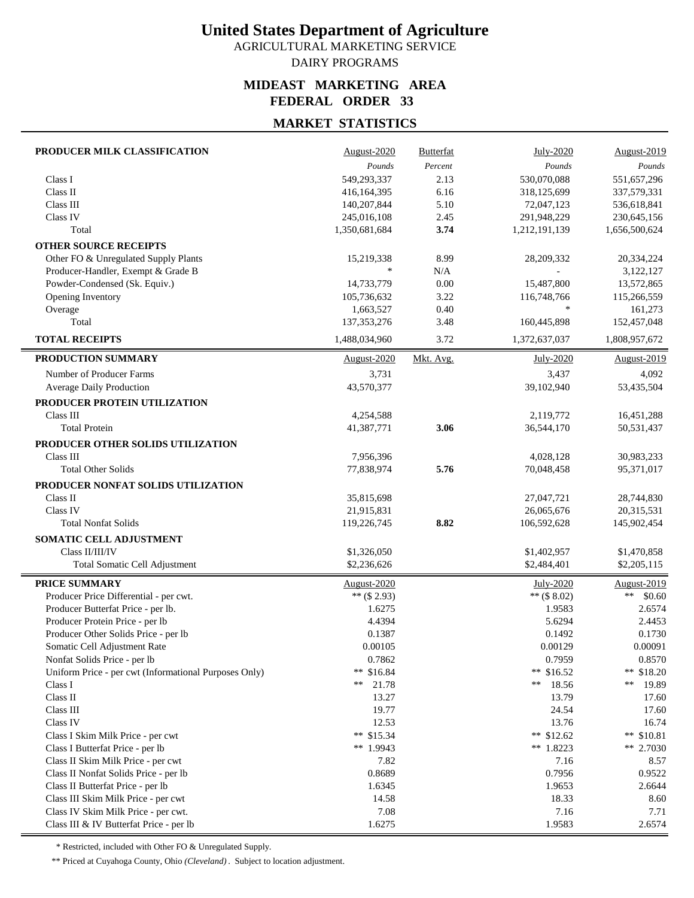# United States Department of Agriculture

AGRICULTURAL MARKETING SERVICE

DAIRY PROGRAMS

## MIDEAST MARKETING AREA
## FEDERAL ORDER 33

## MARKET STATISTICS

| PRODUCER MILK CLASSIFICATION | August-2020 | Butterfat | July-2020 | August-2019 |
|---|---|---|---|---|
| | *Pounds* | *Percent* | *Pounds* | *Pounds* |
| Class I | 549,293,337 | 2.13 | 530,070,088 | 551,657,296 |
| Class II | 416,164,395 | 6.16 | 318,125,699 | 337,579,331 |
| Class III | 140,207,844 | 5.10 | 72,047,123 | 536,618,841 |
| Class IV | 245,016,108 | 2.45 | 291,948,229 | 230,645,156 |
| Total | 1,350,681,684 | **3.74** | 1,212,191,139 | 1,656,500,624 |
| **OTHER SOURCE RECEIPTS** | | | | |
| Other FO & Unregulated Supply Plants | 15,219,338 | 8.99 | 28,209,332 | 20,334,224 |
| Producer-Handler, Exempt & Grade B | * | N/A | - | 3,122,127 |
| Powder-Condensed (Sk. Equiv.) | 14,733,779 | 0.00 | 15,487,800 | 13,572,865 |
| Opening Inventory | 105,736,632 | 3.22 | 116,748,766 | 115,266,559 |
| Overage | 1,663,527 | 0.40 | * | 161,273 |
| Total | 137,353,276 | 3.48 | 160,445,898 | 152,457,048 |
| **TOTAL RECEIPTS** | 1,488,034,960 | 3.72 | 1,372,637,037 | 1,808,957,672 |

| PRODUCTION SUMMARY | August-2020 | Mkt. Avg. | July-2020 | August-2019 |
|---|---|---|---|---|
| Number of Producer Farms | 3,731 | | 3,437 | 4,092 |
| Average Daily Production | 43,570,377 | | 39,102,940 | 53,435,504 |
| **PRODUCER PROTEIN UTILIZATION** | | | | |
| Class III | 4,254,588 | | 2,119,772 | 16,451,288 |
| Total Protein | 41,387,771 | **3.06** | 36,544,170 | 50,531,437 |
| **PRODUCER OTHER SOLIDS UTILIZATION** | | | | |
| Class III | 7,956,396 | | 4,028,128 | 30,983,233 |
| Total Other Solids | 77,838,974 | **5.76** | 70,048,458 | 95,371,017 |
| **PRODUCER NONFAT SOLIDS UTILIZATION** | | | | |
| Class II | 35,815,698 | | 27,047,721 | 28,744,830 |
| Class IV | 21,915,831 | | 26,065,676 | 20,315,531 |
| Total Nonfat Solids | 119,226,745 | **8.82** | 106,592,628 | 145,902,454 |
| **SOMATIC CELL ADJUSTMENT** | | | | |
| Class II/III/IV | $1,326,050 | | $1,402,957 | $1,470,858 |
| Total Somatic Cell Adjustment | $2,236,626 | | $2,484,401 | $2,205,115 |

| PRICE SUMMARY | August-2020 | July-2020 | August-2019 |
|---|---|---|---|
| Producer Price Differential - per cwt. | ** ($ 2.93) | ** ($ 8.02) | ** $0.60 |
| Producer Butterfat Price - per lb. | 1.6275 | 1.9583 | 2.6574 |
| Producer Protein Price - per lb | 4.4394 | 5.6294 | 2.4453 |
| Producer Other Solids Price - per lb | 0.1387 | 0.1492 | 0.1730 |
| Somatic Cell Adjustment Rate | 0.00105 | 0.00129 | 0.00091 |
| Nonfat Solids Price - per lb | 0.7862 | 0.7959 | 0.8570 |
| Uniform Price - per cwt (Informational Purposes Only) | ** $16.84 | ** $16.52 | ** $18.20 |
| Class I | ** 21.78 | ** 18.56 | ** 19.89 |
| Class II | 13.27 | 13.79 | 17.60 |
| Class III | 19.77 | 24.54 | 17.60 |
| Class IV | 12.53 | 13.76 | 16.74 |
| Class I Skim Milk Price - per cwt | ** $15.34 | ** $12.62 | ** $10.81 |
| Class I Butterfat Price - per lb | ** 1.9943 | ** 1.8223 | ** 2.7030 |
| Class II Skim Milk Price - per cwt | 7.82 | 7.16 | 8.57 |
| Class II Nonfat Solids Price - per lb | 0.8689 | 0.7956 | 0.9522 |
| Class II Butterfat Price - per lb | 1.6345 | 1.9653 | 2.6644 |
| Class III Skim Milk Price - per cwt | 14.58 | 18.33 | 8.60 |
| Class IV Skim Milk Price - per cwt. | 7.08 | 7.16 | 7.71 |
| Class III & IV Butterfat Price - per lb | 1.6275 | 1.9583 | 2.6574 |

\* Restricted, included with Other FO & Unregulated Supply.

** Priced at Cuyahoga County, Ohio *(Cleveland)*. Subject to location adjustment.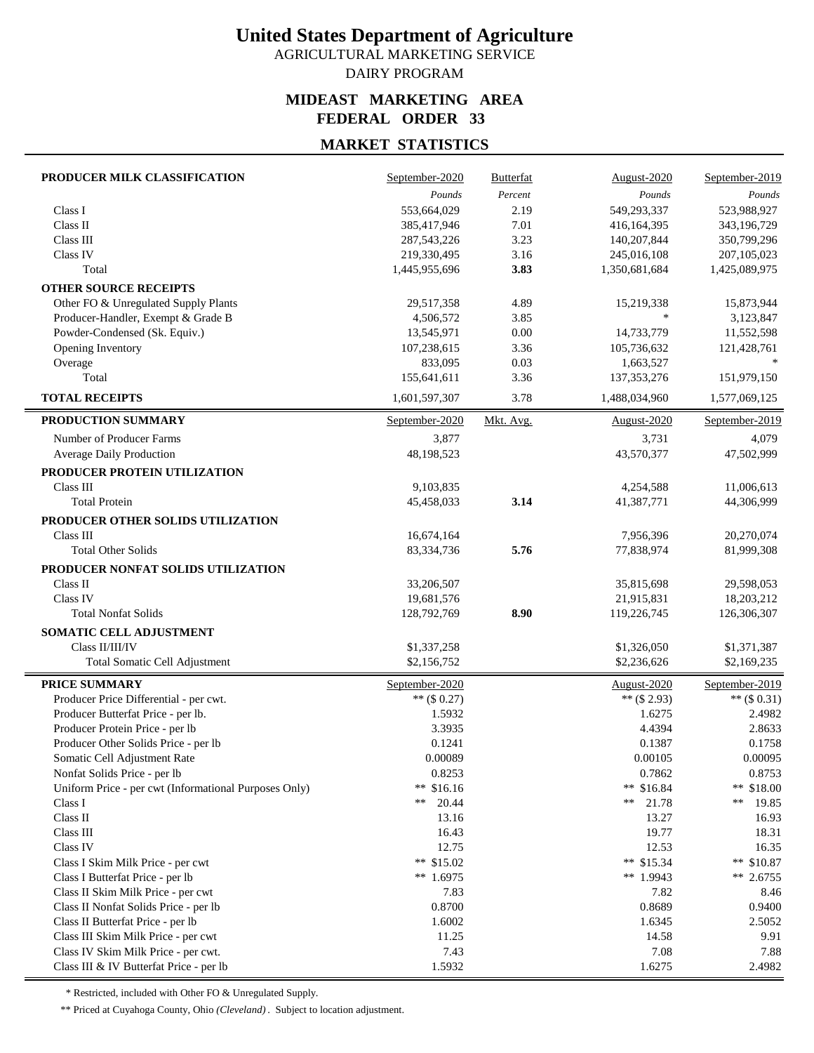# United States Department of Agriculture

AGRICULTURAL MARKETING SERVICE

DAIRY PROGRAM

## MIDEAST MARKETING AREA
## FEDERAL ORDER 33

## MARKET STATISTICS

| PRODUCER MILK CLASSIFICATION | September-2020 | Butterfat | August-2020 | September-2019 |
|---|---|---|---|---|
| | *Pounds* | *Percent* | *Pounds* | *Pounds* |
| Class I | 553,664,029 | 2.19 | 549,293,337 | 523,988,927 |
| Class II | 385,417,946 | 7.01 | 416,164,395 | 343,196,729 |
| Class III | 287,543,226 | 3.23 | 140,207,844 | 350,799,296 |
| Class IV | 219,330,495 | 3.16 | 245,016,108 | 207,105,023 |
| Total | 1,445,955,696 | **3.83** | 1,350,681,684 | 1,425,089,975 |
| **OTHER SOURCE RECEIPTS** | | | | |
| Other FO & Unregulated Supply Plants | 29,517,358 | 4.89 | 15,219,338 | 15,873,944 |
| Producer-Handler, Exempt & Grade B | 4,506,572 | 3.85 | * | 3,123,847 |
| Powder-Condensed (Sk. Equiv.) | 13,545,971 | 0.00 | 14,733,779 | 11,552,598 |
| Opening Inventory | 107,238,615 | 3.36 | 105,736,632 | 121,428,761 |
| Overage | 833,095 | 0.03 | 1,663,527 | * |
| Total | 155,641,611 | 3.36 | 137,353,276 | 151,979,150 |
| **TOTAL RECEIPTS** | 1,601,597,307 | 3.78 | 1,488,034,960 | 1,577,069,125 |

| PRODUCTION SUMMARY | September-2020 | Mkt. Avg. | August-2020 | September-2019 |
|---|---|---|---|---|
| Number of Producer Farms | 3,877 | | 3,731 | 4,079 |
| Average Daily Production | 48,198,523 | | 43,570,377 | 47,502,999 |
| **PRODUCER PROTEIN UTILIZATION** | | | | |
| Class III | 9,103,835 | | 4,254,588 | 11,006,613 |
| Total Protein | 45,458,033 | **3.14** | 41,387,771 | 44,306,999 |
| **PRODUCER OTHER SOLIDS UTILIZATION** | | | | |
| Class III | 16,674,164 | | 7,956,396 | 20,270,074 |
| Total Other Solids | 83,334,736 | **5.76** | 77,838,974 | 81,999,308 |
| **PRODUCER NONFAT SOLIDS UTILIZATION** | | | | |
| Class II | 33,206,507 | | 35,815,698 | 29,598,053 |
| Class IV | 19,681,576 | | 21,915,831 | 18,203,212 |
| Total Nonfat Solids | 128,792,769 | **8.90** | 119,226,745 | 126,306,307 |
| **SOMATIC CELL ADJUSTMENT** | | | | |
| Class II/III/IV | $1,337,258 | | $1,326,050 | $1,371,387 |
| Total Somatic Cell Adjustment | $2,156,752 | | $2,236,626 | $2,169,235 |

| PRICE SUMMARY | September-2020 | August-2020 | September-2019 |
|---|---|---|---|
| Producer Price Differential - per cwt. | ** ($ 0.27) | ** ($ 2.93) | ** ($ 0.31) |
| Producer Butterfat Price - per lb. | 1.5932 | 1.6275 | 2.4982 |
| Producer Protein Price - per lb | 3.3935 | 4.4394 | 2.8633 |
| Producer Other Solids Price - per lb | 0.1241 | 0.1387 | 0.1758 |
| Somatic Cell Adjustment Rate | 0.00089 | 0.00105 | 0.00095 |
| Nonfat Solids Price - per lb | 0.8253 | 0.7862 | 0.8753 |
| Uniform Price - per cwt (Informational Purposes Only) | ** $16.16 | ** $16.84 | ** $18.00 |
| Class I | ** 20.44 | ** 21.78 | ** 19.85 |
| Class II | 13.16 | 13.27 | 16.93 |
| Class III | 16.43 | 19.77 | 18.31 |
| Class IV | 12.75 | 12.53 | 16.35 |
| Class I Skim Milk Price - per cwt | ** $15.02 | ** $15.34 | ** $10.87 |
| Class I Butterfat Price - per lb | ** 1.6975 | ** 1.9943 | ** 2.6755 |
| Class II Skim Milk Price - per cwt | 7.83 | 7.82 | 8.46 |
| Class II Nonfat Solids Price - per lb | 0.8700 | 0.8689 | 0.9400 |
| Class II Butterfat Price - per lb | 1.6002 | 1.6345 | 2.5052 |
| Class III Skim Milk Price - per cwt | 11.25 | 14.58 | 9.91 |
| Class IV Skim Milk Price - per cwt. | 7.43 | 7.08 | 7.88 |
| Class III & IV Butterfat Price - per lb | 1.5932 | 1.6275 | 2.4982 |

\* Restricted, included with Other FO & Unregulated Supply.

\*\* Priced at Cuyahoga County, Ohio *(Cleveland)*. Subject to location adjustment.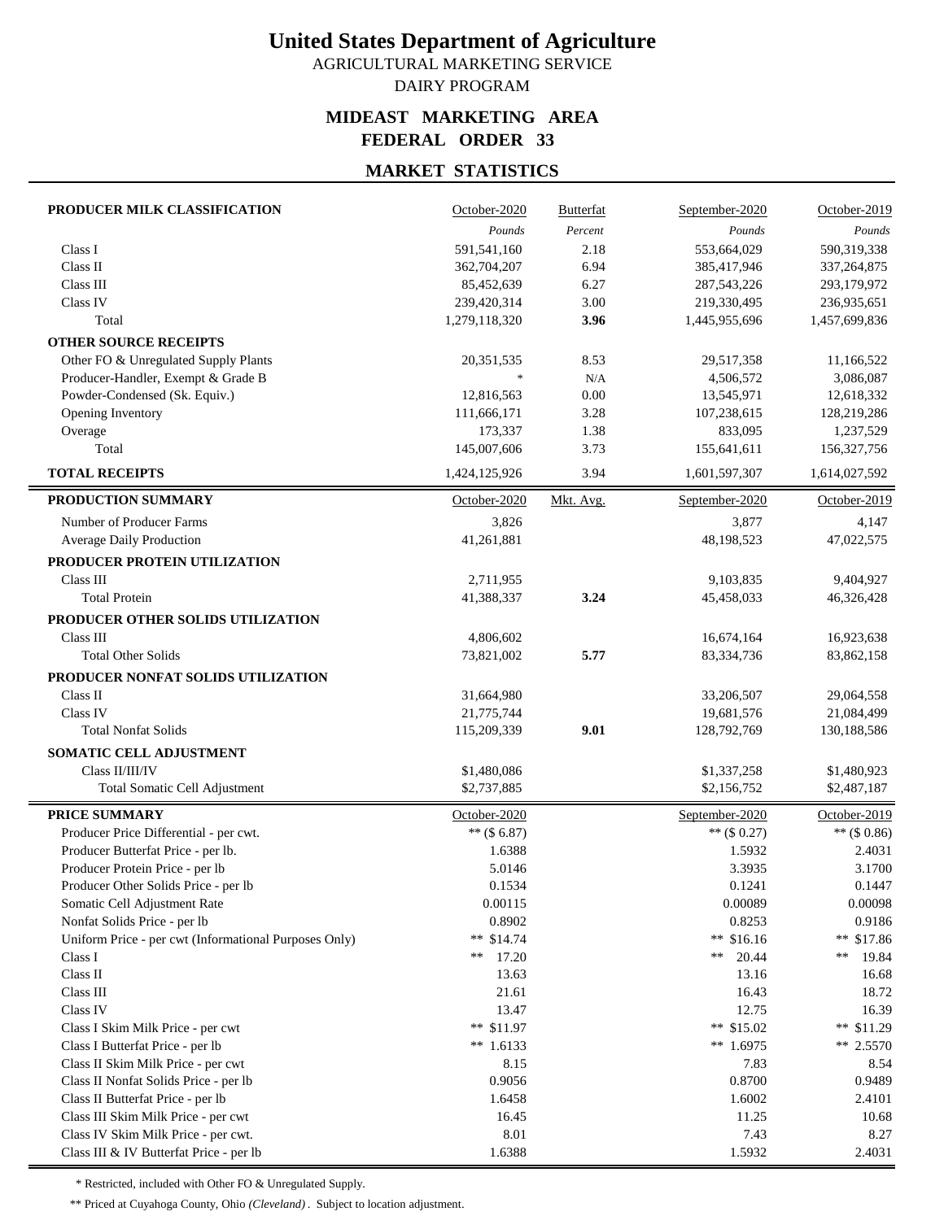# United States Department of Agriculture

AGRICULTURAL MARKETING SERVICE

DAIRY PROGRAM

## MIDEAST MARKETING AREA
## FEDERAL ORDER 33

### MARKET STATISTICS

| PRODUCER MILK CLASSIFICATION | October-2020 | Butterfat | September-2020 | October-2019 |
|---|---|---|---|---|
| | *Pounds* | *Percent* | *Pounds* | *Pounds* |
| Class I | 591,541,160 | 2.18 | 553,664,029 | 590,319,338 |
| Class II | 362,704,207 | 6.94 | 385,417,946 | 337,264,875 |
| Class III | 85,452,639 | 6.27 | 287,543,226 | 293,179,972 |
| Class IV | 239,420,314 | 3.00 | 219,330,495 | 236,935,651 |
| Total | 1,279,118,320 | **3.96** | 1,445,955,696 | 1,457,699,836 |
| **OTHER SOURCE RECEIPTS** | | | | |
| Other FO & Unregulated Supply Plants | 20,351,535 | 8.53 | 29,517,358 | 11,166,522 |
| Producer-Handler, Exempt & Grade B | * | N/A | 4,506,572 | 3,086,087 |
| Powder-Condensed (Sk. Equiv.) | 12,816,563 | 0.00 | 13,545,971 | 12,618,332 |
| Opening Inventory | 111,666,171 | 3.28 | 107,238,615 | 128,219,286 |
| Overage | 173,337 | 1.38 | 833,095 | 1,237,529 |
| Total | 145,007,606 | 3.73 | 155,641,611 | 156,327,756 |
| **TOTAL RECEIPTS** | 1,424,125,926 | 3.94 | 1,601,597,307 | 1,614,027,592 |

| PRODUCTION SUMMARY | October-2020 | Mkt. Avg. | September-2020 | October-2019 |
|---|---|---|---|---|
| Number of Producer Farms | 3,826 | | 3,877 | 4,147 |
| Average Daily Production | 41,261,881 | | 48,198,523 | 47,022,575 |
| **PRODUCER PROTEIN UTILIZATION** | | | | |
| Class III | 2,711,955 | | 9,103,835 | 9,404,927 |
| Total Protein | 41,388,337 | **3.24** | 45,458,033 | 46,326,428 |
| **PRODUCER OTHER SOLIDS UTILIZATION** | | | | |
| Class III | 4,806,602 | | 16,674,164 | 16,923,638 |
| Total Other Solids | 73,821,002 | **5.77** | 83,334,736 | 83,862,158 |
| **PRODUCER NONFAT SOLIDS UTILIZATION** | | | | |
| Class II | 31,664,980 | | 33,206,507 | 29,064,558 |
| Class IV | 21,775,744 | | 19,681,576 | 21,084,499 |
| Total Nonfat Solids | 115,209,339 | **9.01** | 128,792,769 | 130,188,586 |
| **SOMATIC CELL ADJUSTMENT** | | | | |
| Class II/III/IV | $1,480,086 | | $1,337,258 | $1,480,923 |
| Total Somatic Cell Adjustment | $2,737,885 | | $2,156,752 | $2,487,187 |

| PRICE SUMMARY | October-2020 | September-2020 | October-2019 |
|---|---|---|---|
| Producer Price Differential - per cwt. | ** ($ 6.87) | ** ($ 0.27) | ** ($ 0.86) |
| Producer Butterfat Price - per lb. | 1.6388 | 1.5932 | 2.4031 |
| Producer Protein Price - per lb | 5.0146 | 3.3935 | 3.1700 |
| Producer Other Solids Price - per lb | 0.1534 | 0.1241 | 0.1447 |
| Somatic Cell Adjustment Rate | 0.00115 | 0.00089 | 0.00098 |
| Nonfat Solids Price - per lb | 0.8902 | 0.8253 | 0.9186 |
| Uniform Price - per cwt (Informational Purposes Only) | ** $14.74 | ** $16.16 | ** $17.86 |
| Class I | ** 17.20 | ** 20.44 | ** 19.84 |
| Class II | 13.63 | 13.16 | 16.68 |
| Class III | 21.61 | 16.43 | 18.72 |
| Class IV | 13.47 | 12.75 | 16.39 |
| Class I Skim Milk Price - per cwt | ** $11.97 | ** $15.02 | ** $11.29 |
| Class I Butterfat Price - per lb | ** 1.6133 | ** 1.6975 | ** 2.5570 |
| Class II Skim Milk Price - per cwt | 8.15 | 7.83 | 8.54 |
| Class II Nonfat Solids Price - per lb | 0.9056 | 0.8700 | 0.9489 |
| Class II Butterfat Price - per lb | 1.6458 | 1.6002 | 2.4101 |
| Class III Skim Milk Price - per cwt | 16.45 | 11.25 | 10.68 |
| Class IV Skim Milk Price - per cwt. | 8.01 | 7.43 | 8.27 |
| Class III & IV Butterfat Price - per lb | 1.6388 | 1.5932 | 2.4031 |

\* Restricted, included with Other FO & Unregulated Supply.

** Priced at Cuyahoga County, Ohio *(Cleveland)*. Subject to location adjustment.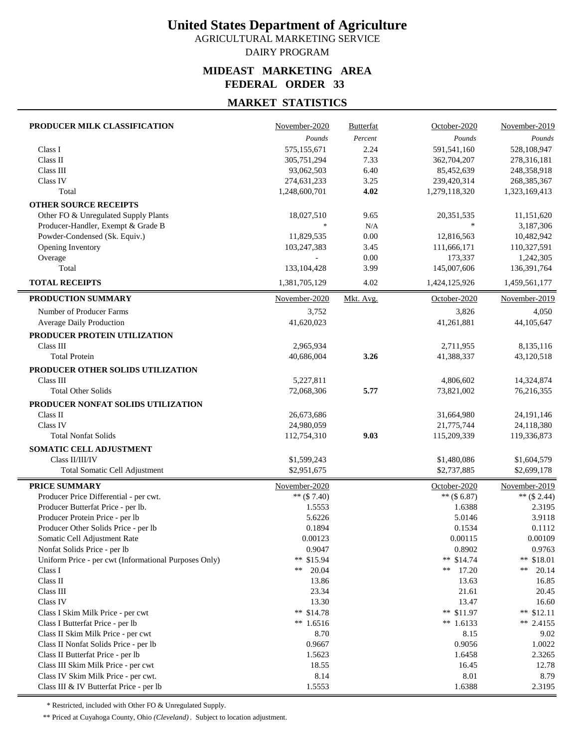# United States Department of Agriculture

AGRICULTURAL MARKETING SERVICE

DAIRY PROGRAM

## MIDEAST MARKETING AREA
## FEDERAL ORDER 33

## MARKET STATISTICS

| PRODUCER MILK CLASSIFICATION | November-2020 | Butterfat | October-2020 | November-2019 |
|---|---|---|---|---|
| | *Pounds* | *Percent* | *Pounds* | *Pounds* |
| Class I | 575,155,671 | 2.24 | 591,541,160 | 528,108,947 |
| Class II | 305,751,294 | 7.33 | 362,704,207 | 278,316,181 |
| Class III | 93,062,503 | 6.40 | 85,452,639 | 248,358,918 |
| Class IV | 274,631,233 | 3.25 | 239,420,314 | 268,385,367 |
| Total | 1,248,600,701 | **4.02** | 1,279,118,320 | 1,323,169,413 |
| **OTHER SOURCE RECEIPTS** | | | | |
| Other FO & Unregulated Supply Plants | 18,027,510 | 9.65 | 20,351,535 | 11,151,620 |
| Producer-Handler, Exempt & Grade B | * | N/A | * | 3,187,306 |
| Powder-Condensed (Sk. Equiv.) | 11,829,535 | 0.00 | 12,816,563 | 10,482,942 |
| Opening Inventory | 103,247,383 | 3.45 | 111,666,171 | 110,327,591 |
| Overage | - | 0.00 | 173,337 | 1,242,305 |
| Total | 133,104,428 | 3.99 | 145,007,606 | 136,391,764 |
| **TOTAL RECEIPTS** | 1,381,705,129 | 4.02 | 1,424,125,926 | 1,459,561,177 |

| PRODUCTION SUMMARY | November-2020 | Mkt. Avg. | October-2020 | November-2019 |
|---|---|---|---|---|
| Number of Producer Farms | 3,752 | | 3,826 | 4,050 |
| Average Daily Production | 41,620,023 | | 41,261,881 | 44,105,647 |
| **PRODUCER PROTEIN UTILIZATION** | | | | |
| Class III | 2,965,934 | | 2,711,955 | 8,135,116 |
| Total Protein | 40,686,004 | **3.26** | 41,388,337 | 43,120,518 |
| **PRODUCER OTHER SOLIDS UTILIZATION** | | | | |
| Class III | 5,227,811 | | 4,806,602 | 14,324,874 |
| Total Other Solids | 72,068,306 | **5.77** | 73,821,002 | 76,216,355 |
| **PRODUCER NONFAT SOLIDS UTILIZATION** | | | | |
| Class II | 26,673,686 | | 31,664,980 | 24,191,146 |
| Class IV | 24,980,059 | | 21,775,744 | 24,118,380 |
| Total Nonfat Solids | 112,754,310 | **9.03** | 115,209,339 | 119,336,873 |
| **SOMATIC CELL ADJUSTMENT** | | | | |
| Class II/III/IV | $1,599,243 | | $1,480,086 | $1,604,579 |
| Total Somatic Cell Adjustment | $2,951,675 | | $2,737,885 | $2,699,178 |

| PRICE SUMMARY | November-2020 | October-2020 | November-2019 |
|---|---|---|---|
| Producer Price Differential - per cwt. | ** ($ 7.40) | ** ($ 6.87) | ** ($ 2.44) |
| Producer Butterfat Price - per lb. | 1.5553 | 1.6388 | 2.3195 |
| Producer Protein Price - per lb | 5.6226 | 5.0146 | 3.9118 |
| Producer Other Solids Price - per lb | 0.1894 | 0.1534 | 0.1112 |
| Somatic Cell Adjustment Rate | 0.00123 | 0.00115 | 0.00109 |
| Nonfat Solids Price - per lb | 0.9047 | 0.8902 | 0.9763 |
| Uniform Price - per cwt (Informational Purposes Only) | ** $15.94 | ** $14.74 | ** $18.01 |
| Class I | ** 20.04 | ** 17.20 | ** 20.14 |
| Class II | 13.86 | 13.63 | 16.85 |
| Class III | 23.34 | 21.61 | 20.45 |
| Class IV | 13.30 | 13.47 | 16.60 |
| Class I Skim Milk Price - per cwt | ** $14.78 | ** $11.97 | ** $12.11 |
| Class I Butterfat Price - per lb | ** 1.6516 | ** 1.6133 | ** 2.4155 |
| Class II Skim Milk Price - per cwt | 8.70 | 8.15 | 9.02 |
| Class II Nonfat Solids Price - per lb | 0.9667 | 0.9056 | 1.0022 |
| Class II Butterfat Price - per lb | 1.5623 | 1.6458 | 2.3265 |
| Class III Skim Milk Price - per cwt | 18.55 | 16.45 | 12.78 |
| Class IV Skim Milk Price - per cwt. | 8.14 | 8.01 | 8.79 |
| Class III & IV Butterfat Price - per lb | 1.5553 | 1.6388 | 2.3195 |

\* Restricted, included with Other FO & Unregulated Supply.

** Priced at Cuyahoga County, Ohio *(Cleveland)*. Subject to location adjustment.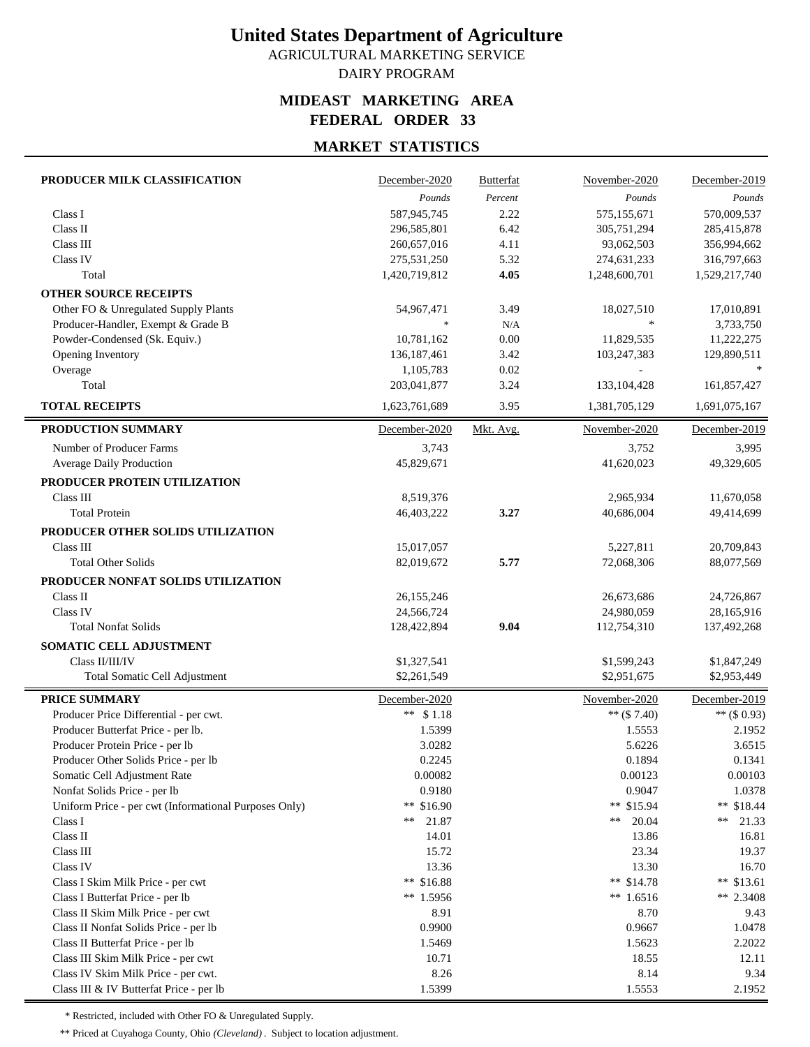# United States Department of Agriculture

AGRICULTURAL MARKETING SERVICE

DAIRY PROGRAM

## MIDEAST MARKETING AREA
## FEDERAL ORDER 33

## MARKET STATISTICS

| **PRODUCER MILK CLASSIFICATION** | December-2020 | Butterfat | November-2020 | December-2019 |
|---|---|---|---|---|
| | *Pounds* | *Percent* | *Pounds* | *Pounds* |
| Class I | 587,945,745 | 2.22 | 575,155,671 | 570,009,537 |
| Class II | 296,585,801 | 6.42 | 305,751,294 | 285,415,878 |
| Class III | 260,657,016 | 4.11 | 93,062,503 | 356,994,662 |
| Class IV | 275,531,250 | 5.32 | 274,631,233 | 316,797,663 |
| Total | 1,420,719,812 | **4.05** | 1,248,600,701 | 1,529,217,740 |
| **OTHER SOURCE RECEIPTS** | | | | |
| Other FO & Unregulated Supply Plants | 54,967,471 | 3.49 | 18,027,510 | 17,010,891 |
| Producer-Handler, Exempt & Grade B | * | N/A | * | 3,733,750 |
| Powder-Condensed (Sk. Equiv.) | 10,781,162 | 0.00 | 11,829,535 | 11,222,275 |
| Opening Inventory | 136,187,461 | 3.42 | 103,247,383 | 129,890,511 |
| Overage | 1,105,783 | 0.02 | - | * |
| Total | 203,041,877 | 3.24 | 133,104,428 | 161,857,427 |
| **TOTAL RECEIPTS** | 1,623,761,689 | 3.95 | 1,381,705,129 | 1,691,075,167 |

| **PRODUCTION SUMMARY** | December-2020 | Mkt. Avg. | November-2020 | December-2019 |
|---|---|---|---|---|
| Number of Producer Farms | 3,743 | | 3,752 | 3,995 |
| Average Daily Production | 45,829,671 | | 41,620,023 | 49,329,605 |
| **PRODUCER PROTEIN UTILIZATION** | | | | |
| Class III | 8,519,376 | | 2,965,934 | 11,670,058 |
| Total Protein | 46,403,222 | **3.27** | 40,686,004 | 49,414,699 |
| **PRODUCER OTHER SOLIDS UTILIZATION** | | | | |
| Class III | 15,017,057 | | 5,227,811 | 20,709,843 |
| Total Other Solids | 82,019,672 | **5.77** | 72,068,306 | 88,077,569 |
| **PRODUCER NONFAT SOLIDS UTILIZATION** | | | | |
| Class II | 26,155,246 | | 26,673,686 | 24,726,867 |
| Class IV | 24,566,724 | | 24,980,059 | 28,165,916 |
| Total Nonfat Solids | 128,422,894 | **9.04** | 112,754,310 | 137,492,268 |
| **SOMATIC CELL ADJUSTMENT** | | | | |
| Class II/III/IV | $1,327,541 | | $1,599,243 | $1,847,249 |
| Total Somatic Cell Adjustment | $2,261,549 | | $2,951,675 | $2,953,449 |

| **PRICE SUMMARY** | December-2020 | November-2020 | December-2019 |
|---|---|---|---|
| Producer Price Differential - per cwt. | ** $ 1.18 | ** ($ 7.40) | ** ($ 0.93) |
| Producer Butterfat Price - per lb. | 1.5399 | 1.5553 | 2.1952 |
| Producer Protein Price - per lb | 3.0282 | 5.6226 | 3.6515 |
| Producer Other Solids Price - per lb | 0.2245 | 0.1894 | 0.1341 |
| Somatic Cell Adjustment Rate | 0.00082 | 0.00123 | 0.00103 |
| Nonfat Solids Price - per lb | 0.9180 | 0.9047 | 1.0378 |
| Uniform Price - per cwt (Informational Purposes Only) | ** $16.90 | ** $15.94 | ** $18.44 |
| Class I | ** 21.87 | ** 20.04 | ** 21.33 |
| Class II | 14.01 | 13.86 | 16.81 |
| Class III | 15.72 | 23.34 | 19.37 |
| Class IV | 13.36 | 13.30 | 16.70 |
| Class I Skim Milk Price - per cwt | ** $16.88 | ** $14.78 | ** $13.61 |
| Class I Butterfat Price - per lb | ** 1.5956 | ** 1.6516 | ** 2.3408 |
| Class II Skim Milk Price - per cwt | 8.91 | 8.70 | 9.43 |
| Class II Nonfat Solids Price - per lb | 0.9900 | 0.9667 | 1.0478 |
| Class II Butterfat Price - per lb | 1.5469 | 1.5623 | 2.2022 |
| Class III Skim Milk Price - per cwt | 10.71 | 18.55 | 12.11 |
| Class IV Skim Milk Price - per cwt. | 8.26 | 8.14 | 9.34 |
| Class III & IV Butterfat Price - per lb | 1.5399 | 1.5553 | 2.1952 |

\* Restricted, included with Other FO & Unregulated Supply.

** Priced at Cuyahoga County, Ohio *(Cleveland)*. Subject to location adjustment.